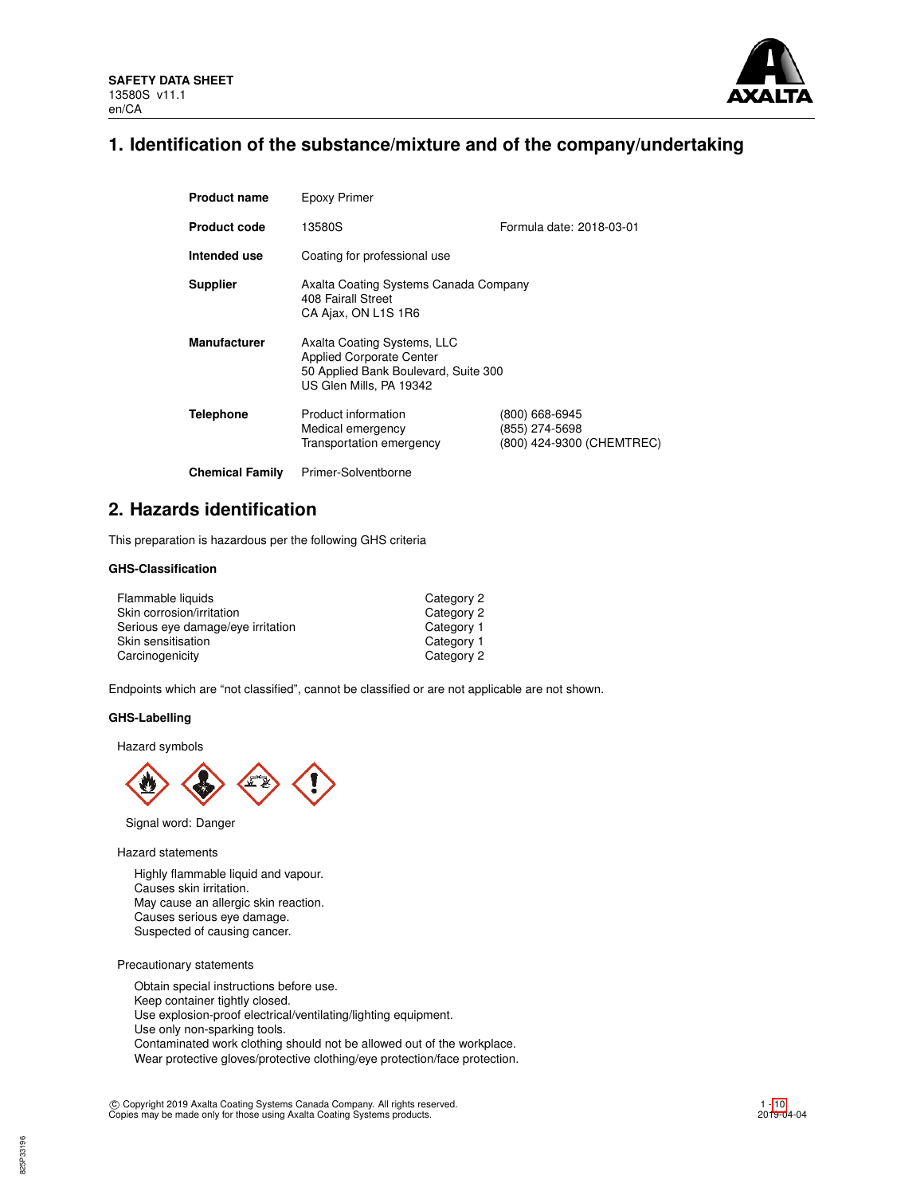**SAFETY DATA SHEET**
13580S v11.1
en/CA

# 1. Identification of the substance/mixture and of the company/undertaking

| | | |
|---|---|---|
| **Product name** | Epoxy Primer | |
| **Product code** | 13580S | Formula date: 2018-03-01 |
| **Intended use** | Coating for professional use | |
| **Supplier** | Axalta Coating Systems Canada Company<br>408 Fairall Street<br>CA Ajax, ON L1S 1R6 | |
| **Manufacturer** | Axalta Coating Systems, LLC<br>Applied Corporate Center<br>50 Applied Bank Boulevard, Suite 300<br>US Glen Mills, PA 19342 | |
| **Telephone** | Product information<br>Medical emergency<br>Transportation emergency | (800) 668-6945<br>(855) 274-5698<br>(800) 424-9300 (CHEMTREC) |
| **Chemical Family** | Primer-Solventborne | |

# 2. Hazards identification

This preparation is hazardous per the following GHS criteria

### GHS-Classification

| | |
|---|---|
| Flammable liquids | Category 2 |
| Skin corrosion/irritation | Category 2 |
| Serious eye damage/eye irritation | Category 1 |
| Skin sensitisation | Category 1 |
| Carcinogenicity | Category 2 |

Endpoints which are "not classified", cannot be classified or are not applicable are not shown.

### GHS-Labelling

Hazard symbols

Signal word: Danger

Hazard statements

Highly flammable liquid and vapour.
Causes skin irritation.
May cause an allergic skin reaction.
Causes serious eye damage.
Suspected of causing cancer.

Precautionary statements

Obtain special instructions before use.
Keep container tightly closed.
Use explosion-proof electrical/ventilating/lighting equipment.
Use only non-sparking tools.
Contaminated work clothing should not be allowed out of the workplace.
Wear protective gloves/protective clothing/eye protection/face protection.

© Copyright 2019 Axalta Coating Systems Canada Company. All rights reserved.
Copies may be made only for those using Axalta Coating Systems products.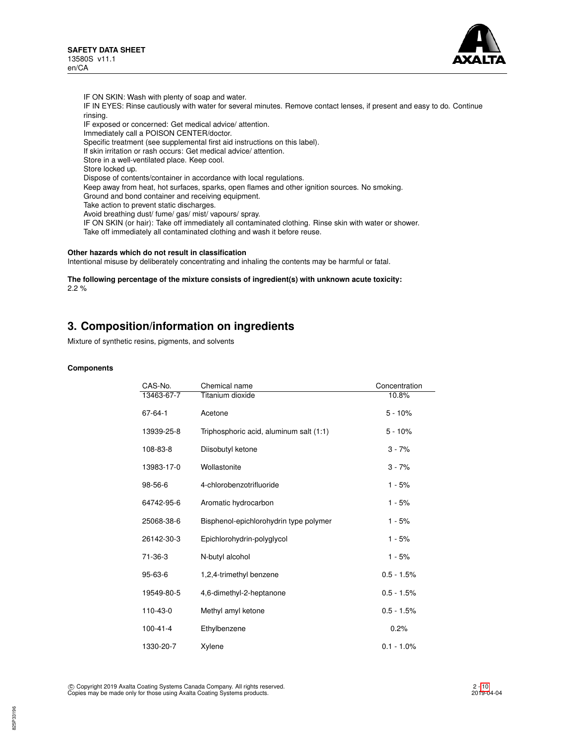IF ON SKIN: Wash with plenty of soap and water.
IF IN EYES: Rinse cautiously with water for several minutes. Remove contact lenses, if present and easy to do. Continue rinsing.
IF exposed or concerned: Get medical advice/ attention.
Immediately call a POISON CENTER/doctor.
Specific treatment (see supplemental first aid instructions on this label).
If skin irritation or rash occurs: Get medical advice/ attention.
Store in a well-ventilated place. Keep cool.
Store locked up.
Dispose of contents/container in accordance with local regulations.
Keep away from heat, hot surfaces, sparks, open flames and other ignition sources. No smoking.
Ground and bond container and receiving equipment.
Take action to prevent static discharges.
Avoid breathing dust/ fume/ gas/ mist/ vapours/ spray.
IF ON SKIN (or hair): Take off immediately all contaminated clothing. Rinse skin with water or shower.
Take off immediately all contaminated clothing and wash it before reuse.

**Other hazards which do not result in classification**
Intentional misuse by deliberately concentrating and inhaling the contents may be harmful or fatal.

**The following percentage of the mixture consists of ingredient(s) with unknown acute toxicity:**
2.2 %

## 3. Composition/information on ingredients

Mixture of synthetic resins, pigments, and solvents

**Components**

| CAS-No. | Chemical name | Concentration |
|---|---|---|
| 13463-67-7 | Titanium dioxide | 10.8% |
| 67-64-1 | Acetone | 5 - 10% |
| 13939-25-8 | Triphosphoric acid, aluminum salt (1:1) | 5 - 10% |
| 108-83-8 | Diisobutyl ketone | 3 - 7% |
| 13983-17-0 | Wollastonite | 3 - 7% |
| 98-56-6 | 4-chlorobenzotrifluoride | 1 - 5% |
| 64742-95-6 | Aromatic hydrocarbon | 1 - 5% |
| 25068-38-6 | Bisphenol-epichlorohydrin type polymer | 1 - 5% |
| 26142-30-3 | Epichlorohydrin-polyglycol | 1 - 5% |
| 71-36-3 | N-butyl alcohol | 1 - 5% |
| 95-63-6 | 1,2,4-trimethyl benzene | 0.5 - 1.5% |
| 19549-80-5 | 4,6-dimethyl-2-heptanone | 0.5 - 1.5% |
| 110-43-0 | Methyl amyl ketone | 0.5 - 1.5% |
| 100-41-4 | Ethylbenzene | 0.2% |
| 1330-20-7 | Xylene | 0.1 - 1.0% |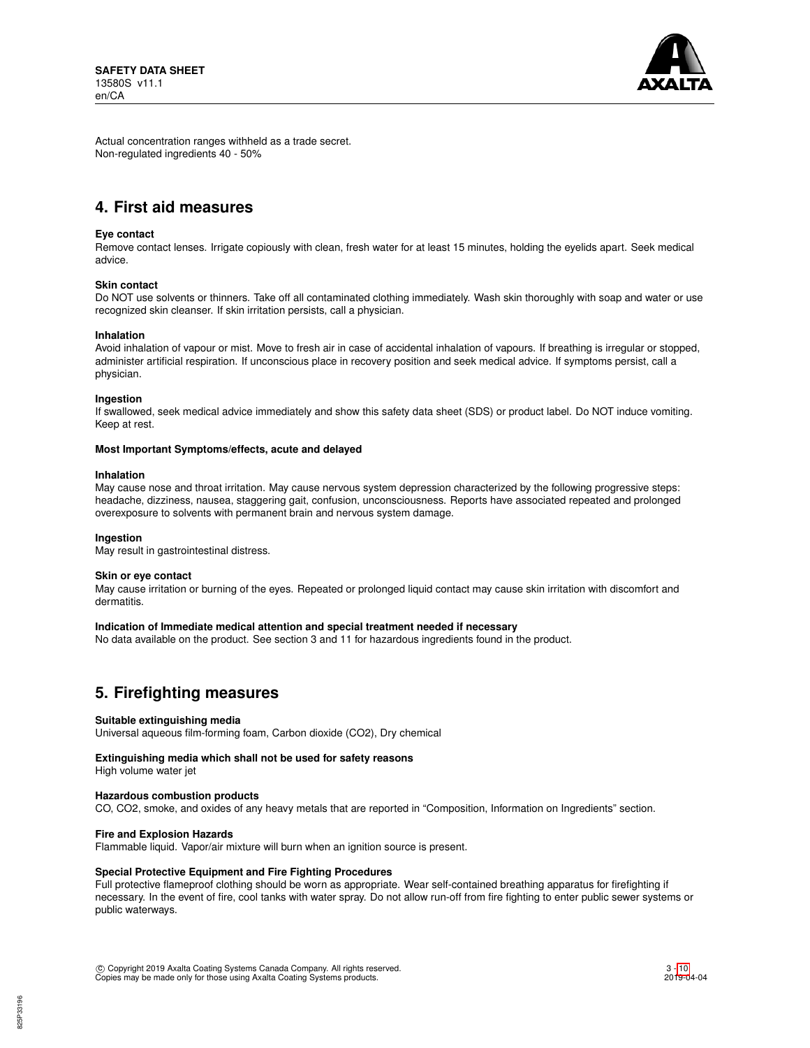Actual concentration ranges withheld as a trade secret.
Non-regulated ingredients 40 - 50%

## 4. First aid measures

**Eye contact**
Remove contact lenses. Irrigate copiously with clean, fresh water for at least 15 minutes, holding the eyelids apart. Seek medical advice.

**Skin contact**
Do NOT use solvents or thinners. Take off all contaminated clothing immediately. Wash skin thoroughly with soap and water or use recognized skin cleanser. If skin irritation persists, call a physician.

**Inhalation**
Avoid inhalation of vapour or mist. Move to fresh air in case of accidental inhalation of vapours. If breathing is irregular or stopped, administer artificial respiration. If unconscious place in recovery position and seek medical advice. If symptoms persist, call a physician.

**Ingestion**
If swallowed, seek medical advice immediately and show this safety data sheet (SDS) or product label. Do NOT induce vomiting. Keep at rest.

**Most Important Symptoms/effects, acute and delayed**

**Inhalation**
May cause nose and throat irritation. May cause nervous system depression characterized by the following progressive steps: headache, dizziness, nausea, staggering gait, confusion, unconsciousness. Reports have associated repeated and prolonged overexposure to solvents with permanent brain and nervous system damage.

**Ingestion**
May result in gastrointestinal distress.

**Skin or eye contact**
May cause irritation or burning of the eyes. Repeated or prolonged liquid contact may cause skin irritation with discomfort and dermatitis.

**Indication of Immediate medical attention and special treatment needed if necessary**
No data available on the product. See section 3 and 11 for hazardous ingredients found in the product.

## 5. Firefighting measures

**Suitable extinguishing media**
Universal aqueous film-forming foam, Carbon dioxide ($CO_2$), Dry chemical

**Extinguishing media which shall not be used for safety reasons**
High volume water jet

**Hazardous combustion products**
CO, $CO_2$, smoke, and oxides of any heavy metals that are reported in "Composition, Information on Ingredients" section.

**Fire and Explosion Hazards**
Flammable liquid. Vapor/air mixture will burn when an ignition source is present.

**Special Protective Equipment and Fire Fighting Procedures**
Full protective flameproof clothing should be worn as appropriate. Wear self-contained breathing apparatus for firefighting if necessary. In the event of fire, cool tanks with water spray. Do not allow run-off from fire fighting to enter public sewer systems or public waterways.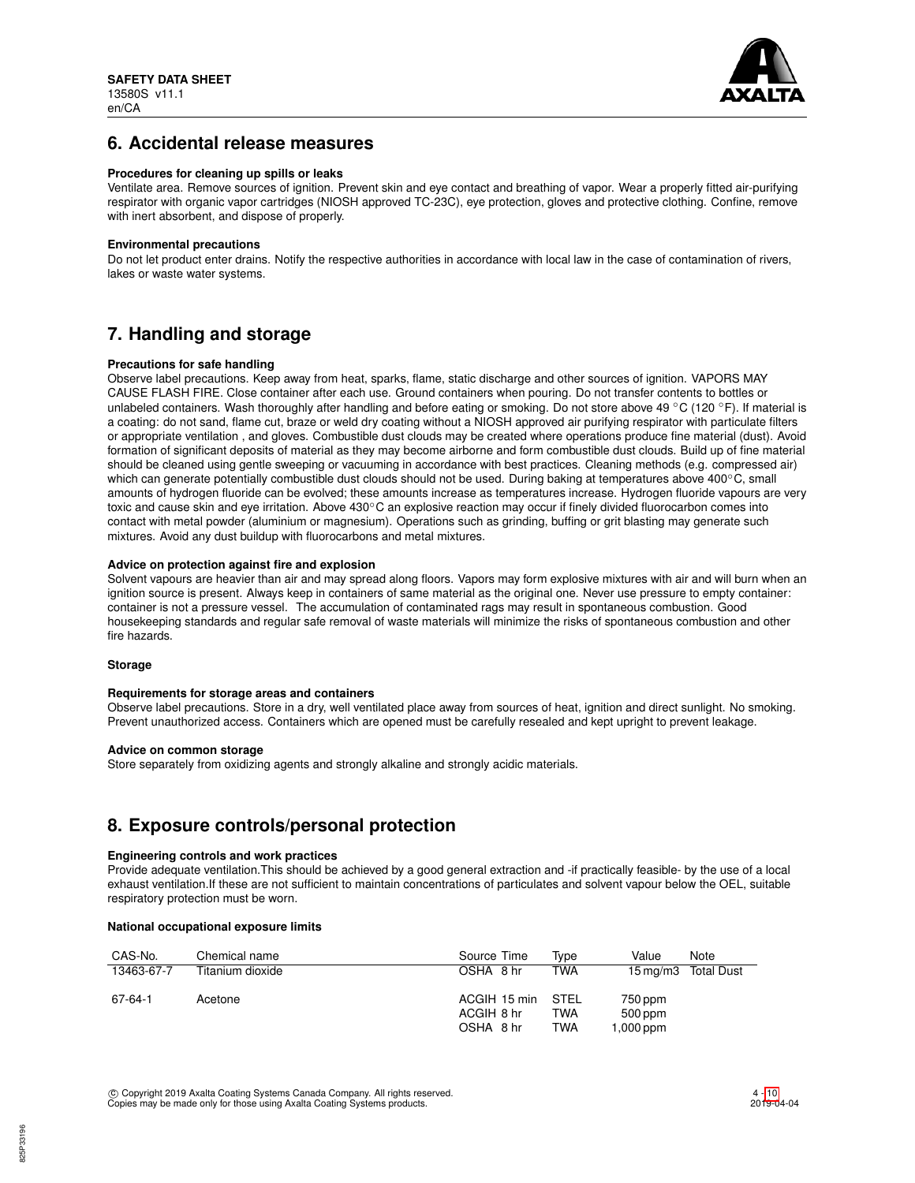## 6. Accidental release measures

**Procedures for cleaning up spills or leaks**

Ventilate area. Remove sources of ignition. Prevent skin and eye contact and breathing of vapor. Wear a properly fitted air-purifying respirator with organic vapor cartridges (NIOSH approved TC-23C), eye protection, gloves and protective clothing. Confine, remove with inert absorbent, and dispose of properly.

**Environmental precautions**

Do not let product enter drains. Notify the respective authorities in accordance with local law in the case of contamination of rivers, lakes or waste water systems.

## 7. Handling and storage

**Precautions for safe handling**

Observe label precautions. Keep away from heat, sparks, flame, static discharge and other sources of ignition. VAPORS MAY CAUSE FLASH FIRE. Close container after each use. Ground containers when pouring. Do not transfer contents to bottles or unlabeled containers. Wash thoroughly after handling and before eating or smoking. Do not store above 49 °C (120 °F). If material is a coating: do not sand, flame cut, braze or weld dry coating without a NIOSH approved air purifying respirator with particulate filters or appropriate ventilation , and gloves. Combustible dust clouds may be created where operations produce fine material (dust). Avoid formation of significant deposits of material as they may become airborne and form combustible dust clouds. Build up of fine material should be cleaned using gentle sweeping or vacuuming in accordance with best practices. Cleaning methods (e.g. compressed air) which can generate potentially combustible dust clouds should not be used. During baking at temperatures above 400°C, small amounts of hydrogen fluoride can be evolved; these amounts increase as temperatures increase. Hydrogen fluoride vapours are very toxic and cause skin and eye irritation. Above 430°C an explosive reaction may occur if finely divided fluorocarbon comes into contact with metal powder (aluminium or magnesium). Operations such as grinding, buffing or grit blasting may generate such mixtures. Avoid any dust buildup with fluorocarbons and metal mixtures.

**Advice on protection against fire and explosion**

Solvent vapours are heavier than air and may spread along floors. Vapors may form explosive mixtures with air and will burn when an ignition source is present. Always keep in containers of same material as the original one. Never use pressure to empty container: container is not a pressure vessel. The accumulation of contaminated rags may result in spontaneous combustion. Good housekeeping standards and regular safe removal of waste materials will minimize the risks of spontaneous combustion and other fire hazards.

**Storage**

**Requirements for storage areas and containers**

Observe label precautions. Store in a dry, well ventilated place away from sources of heat, ignition and direct sunlight. No smoking. Prevent unauthorized access. Containers which are opened must be carefully resealed and kept upright to prevent leakage.

**Advice on common storage**

Store separately from oxidizing agents and strongly alkaline and strongly acidic materials.

## 8. Exposure controls/personal protection

**Engineering controls and work practices**

Provide adequate ventilation.This should be achieved by a good general extraction and -if practically feasible- by the use of a local exhaust ventilation.If these are not sufficient to maintain concentrations of particulates and solvent vapour below the OEL, suitable respiratory protection must be worn.

**National occupational exposure limits**

| CAS-No. | Chemical name | Source | Time | Type | Value | Note |
|---|---|---|---|---|---|---|
| 13463-67-7 | Titanium dioxide | OSHA | 8 hr | TWA | 15 mg/m3 | Total Dust |
| 67-64-1 | Acetone | ACGIH | 15 min | STEL | 750 ppm | |
| | | ACGIH | 8 hr | TWA | 500 ppm | |
| | | OSHA | 8 hr | TWA | 1,000 ppm | |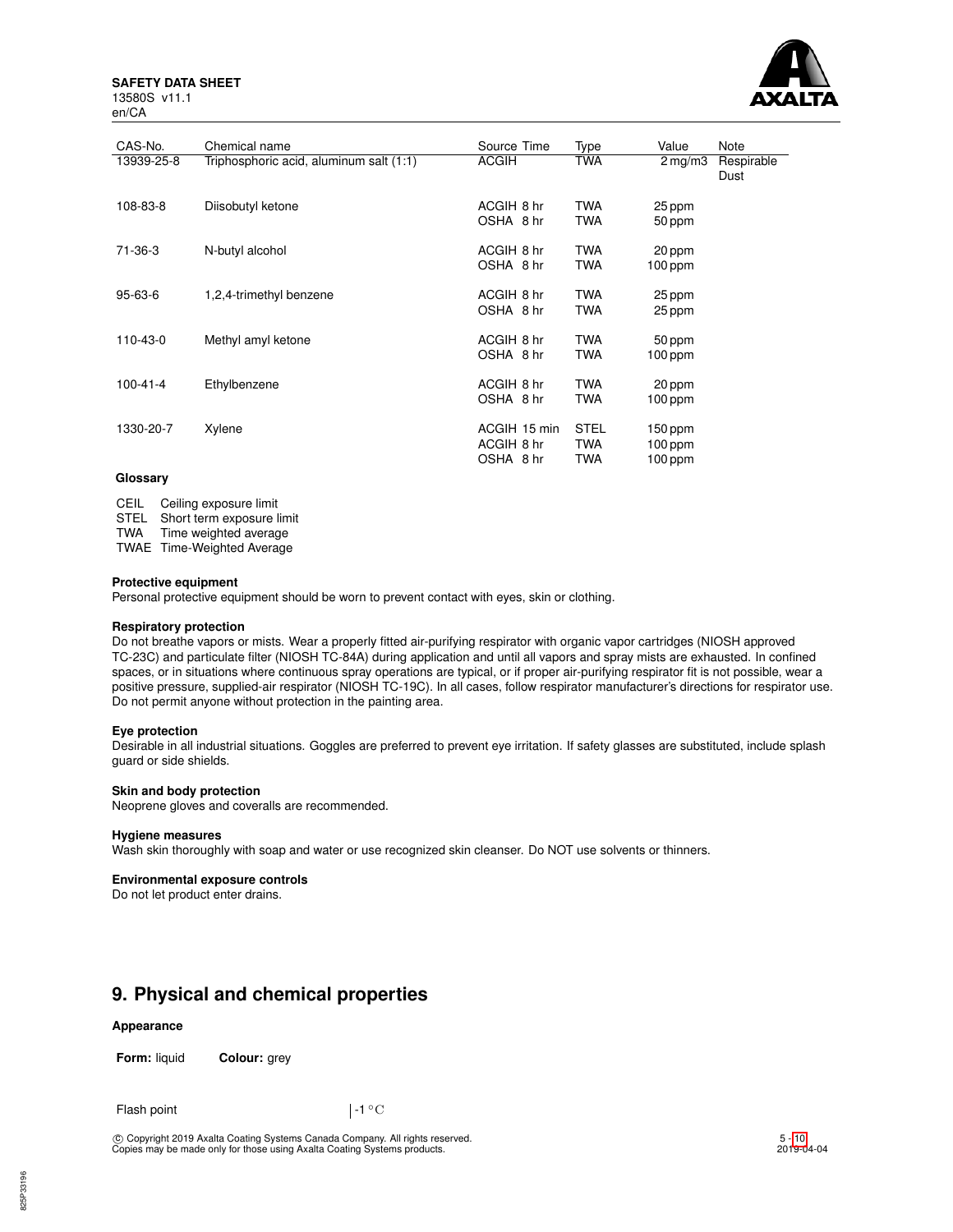| CAS-No. | Chemical name | Source | Time | Type | Value | Note |
|---|---|---|---|---|---|---|
| 13939-25-8 | Triphosphoric acid, aluminum salt (1:1) | ACGIH | | TWA | 2 mg/m3 | Respirable Dust |
| 108-83-8 | Diisobutyl ketone | ACGIH | 8 hr | TWA | 25 ppm | |
| | | OSHA | 8 hr | TWA | 50 ppm | |
| 71-36-3 | N-butyl alcohol | ACGIH | 8 hr | TWA | 20 ppm | |
| | | OSHA | 8 hr | TWA | 100 ppm | |
| 95-63-6 | 1,2,4-trimethyl benzene | ACGIH | 8 hr | TWA | 25 ppm | |
| | | OSHA | 8 hr | TWA | 25 ppm | |
| 110-43-0 | Methyl amyl ketone | ACGIH | 8 hr | TWA | 50 ppm | |
| | | OSHA | 8 hr | TWA | 100 ppm | |
| 100-41-4 | Ethylbenzene | ACGIH | 8 hr | TWA | 20 ppm | |
| | | OSHA | 8 hr | TWA | 100 ppm | |
| 1330-20-7 | Xylene | ACGIH | 15 min | STEL | 150 ppm | |
| | | ACGIH | 8 hr | TWA | 100 ppm | |
| | | OSHA | 8 hr | TWA | 100 ppm | |

**Glossary**

| | |
|---|---|
| CEIL | Ceiling exposure limit |
| STEL | Short term exposure limit |
| TWA | Time weighted average |
| TWAE | Time-Weighted Average |

**Protective equipment**
Personal protective equipment should be worn to prevent contact with eyes, skin or clothing.

**Respiratory protection**
Do not breathe vapors or mists. Wear a properly fitted air-purifying respirator with organic vapor cartridges (NIOSH approved TC-23C) and particulate filter (NIOSH TC-84A) during application and until all vapors and spray mists are exhausted. In confined spaces, or in situations where continuous spray operations are typical, or if proper air-purifying respirator fit is not possible, wear a positive pressure, supplied-air respirator (NIOSH TC-19C). In all cases, follow respirator manufacturer's directions for respirator use. Do not permit anyone without protection in the painting area.

**Eye protection**
Desirable in all industrial situations. Goggles are preferred to prevent eye irritation. If safety glasses are substituted, include splash guard or side shields.

**Skin and body protection**
Neoprene gloves and coveralls are recommended.

**Hygiene measures**
Wash skin thoroughly with soap and water or use recognized skin cleanser. Do NOT use solvents or thinners.

**Environmental exposure controls**
Do not let product enter drains.

## 9. Physical and chemical properties

**Appearance**

**Form:** liquid **Colour:** grey

| | |
|---|---|
| Flash point | -1 °C |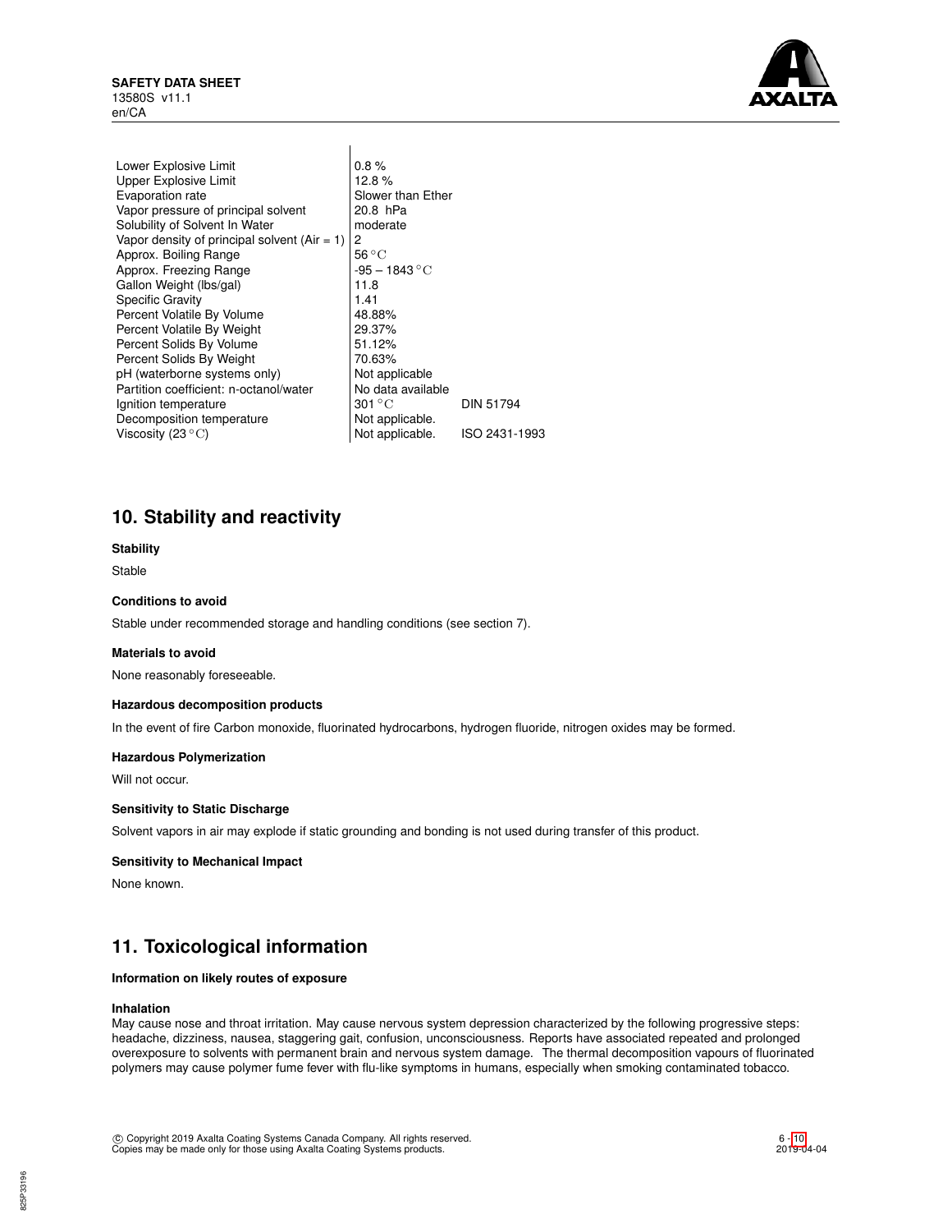| | | |
|---|---|---|
| Lower Explosive Limit | 0.8 % | |
| Upper Explosive Limit | 12.8 % | |
| Evaporation rate | Slower than Ether | |
| Vapor pressure of principal solvent | 20.8 hPa | |
| Solubility of Solvent In Water | moderate | |
| Vapor density of principal solvent (Air = 1) | 2 | |
| Approx. Boiling Range | 56 °C | |
| Approx. Freezing Range | -95 – 1843 °C | |
| Gallon Weight (lbs/gal) | 11.8 | |
| Specific Gravity | 1.41 | |
| Percent Volatile By Volume | 48.88% | |
| Percent Volatile By Weight | 29.37% | |
| Percent Solids By Volume | 51.12% | |
| Percent Solids By Weight | 70.63% | |
| pH (waterborne systems only) | Not applicable | |
| Partition coefficient: n-octanol/water | No data available | |
| Ignition temperature | 301 °C | DIN 51794 |
| Decomposition temperature | Not applicable. | |
| Viscosity (23 °C) | Not applicable. | ISO 2431-1993 |

## 10. Stability and reactivity

**Stability**

Stable

**Conditions to avoid**

Stable under recommended storage and handling conditions (see section 7).

**Materials to avoid**

None reasonably foreseeable.

**Hazardous decomposition products**

In the event of fire Carbon monoxide, fluorinated hydrocarbons, hydrogen fluoride, nitrogen oxides may be formed.

**Hazardous Polymerization**

Will not occur.

**Sensitivity to Static Discharge**

Solvent vapors in air may explode if static grounding and bonding is not used during transfer of this product.

**Sensitivity to Mechanical Impact**

None known.

## 11. Toxicological information

**Information on likely routes of exposure**

**Inhalation**

May cause nose and throat irritation. May cause nervous system depression characterized by the following progressive steps: headache, dizziness, nausea, staggering gait, confusion, unconsciousness. Reports have associated repeated and prolonged overexposure to solvents with permanent brain and nervous system damage. The thermal decomposition vapours of fluorinated polymers may cause polymer fume fever with flu-like symptoms in humans, especially when smoking contaminated tobacco.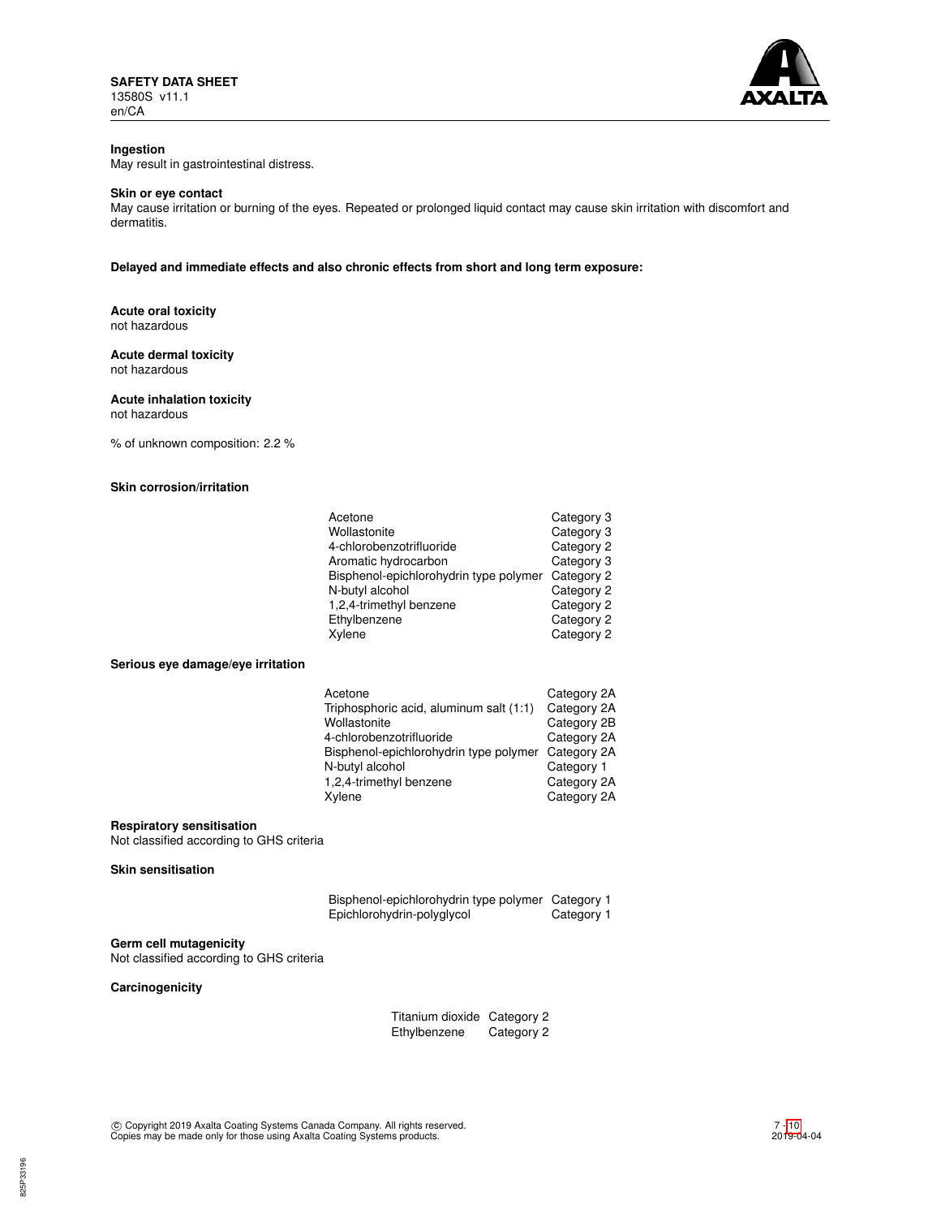**Ingestion**

May result in gastrointestinal distress.

**Skin or eye contact**

May cause irritation or burning of the eyes. Repeated or prolonged liquid contact may cause skin irritation with discomfort and dermatitis.

**Delayed and immediate effects and also chronic effects from short and long term exposure:**

**Acute oral toxicity**

not hazardous

**Acute dermal toxicity**

not hazardous

**Acute inhalation toxicity**

not hazardous

% of unknown composition: 2.2 %

**Skin corrosion/irritation**

| | |
|---|---|
| Acetone | Category 3 |
| Wollastonite | Category 3 |
| 4-chlorobenzotrifluoride | Category 2 |
| Aromatic hydrocarbon | Category 3 |
| Bisphenol-epichlorohydrin type polymer | Category 2 |
| N-butyl alcohol | Category 2 |
| 1,2,4-trimethyl benzene | Category 2 |
| Ethylbenzene | Category 2 |
| Xylene | Category 2 |

**Serious eye damage/eye irritation**

| | |
|---|---|
| Acetone | Category 2A |
| Triphosphoric acid, aluminum salt (1:1) | Category 2A |
| Wollastonite | Category 2B |
| 4-chlorobenzotrifluoride | Category 2A |
| Bisphenol-epichlorohydrin type polymer | Category 2A |
| N-butyl alcohol | Category 1 |
| 1,2,4-trimethyl benzene | Category 2A |
| Xylene | Category 2A |

**Respiratory sensitisation**

Not classified according to GHS criteria

**Skin sensitisation**

| | |
|---|---|
| Bisphenol-epichlorohydrin type polymer | Category 1 |
| Epichlorohydrin-polyglycol | Category 1 |

**Germ cell mutagenicity**

Not classified according to GHS criteria

**Carcinogenicity**

| | |
|---|---|
| Titanium dioxide | Category 2 |
| Ethylbenzene | Category 2 |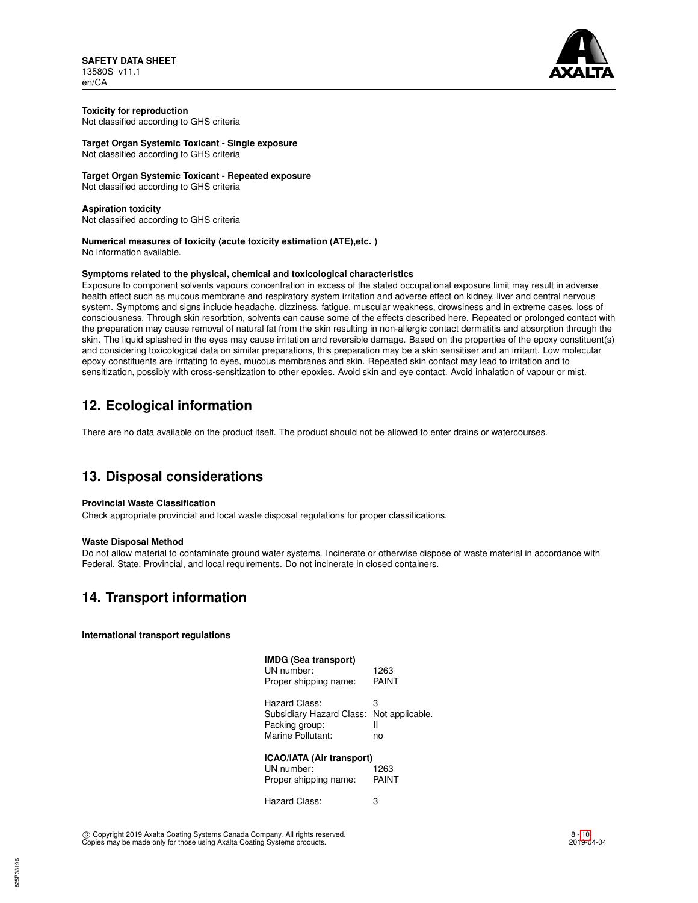**Toxicity for reproduction**
Not classified according to GHS criteria

**Target Organ Systemic Toxicant - Single exposure**
Not classified according to GHS criteria

**Target Organ Systemic Toxicant - Repeated exposure**
Not classified according to GHS criteria

**Aspiration toxicity**
Not classified according to GHS criteria

**Numerical measures of toxicity (acute toxicity estimation (ATE),etc. )**
No information available.

**Symptoms related to the physical, chemical and toxicological characteristics**
Exposure to component solvents vapours concentration in excess of the stated occupational exposure limit may result in adverse health effect such as mucous membrane and respiratory system irritation and adverse effect on kidney, liver and central nervous system. Symptoms and signs include headache, dizziness, fatigue, muscular weakness, drowsiness and in extreme cases, loss of consciousness. Through skin resorbtion, solvents can cause some of the effects described here. Repeated or prolonged contact with the preparation may cause removal of natural fat from the skin resulting in non-allergic contact dermatitis and absorption through the skin. The liquid splashed in the eyes may cause irritation and reversible damage. Based on the properties of the epoxy constituent(s) and considering toxicological data on similar preparations, this preparation may be a skin sensitiser and an irritant. Low molecular epoxy constituents are irritating to eyes, mucous membranes and skin. Repeated skin contact may lead to irritation and to sensitization, possibly with cross-sensitization to other epoxies. Avoid skin and eye contact. Avoid inhalation of vapour or mist.

## 12. Ecological information

There are no data available on the product itself. The product should not be allowed to enter drains or watercourses.

## 13. Disposal considerations

**Provincial Waste Classification**
Check appropriate provincial and local waste disposal regulations for proper classifications.

**Waste Disposal Method**
Do not allow material to contaminate ground water systems. Incinerate or otherwise dispose of waste material in accordance with Federal, State, Provincial, and local requirements. Do not incinerate in closed containers.

## 14. Transport information

**International transport regulations**

**IMDG (Sea transport)**

| | |
|---|---|
| UN number: | 1263 |
| Proper shipping name: | PAINT |
| Hazard Class: | 3 |
| Subsidiary Hazard Class: | Not applicable. |
| Packing group: | II |
| Marine Pollutant: | no |

**ICAO/IATA (Air transport)**

| | |
|---|---|
| UN number: | 1263 |
| Proper shipping name: | PAINT |
| Hazard Class: | 3 |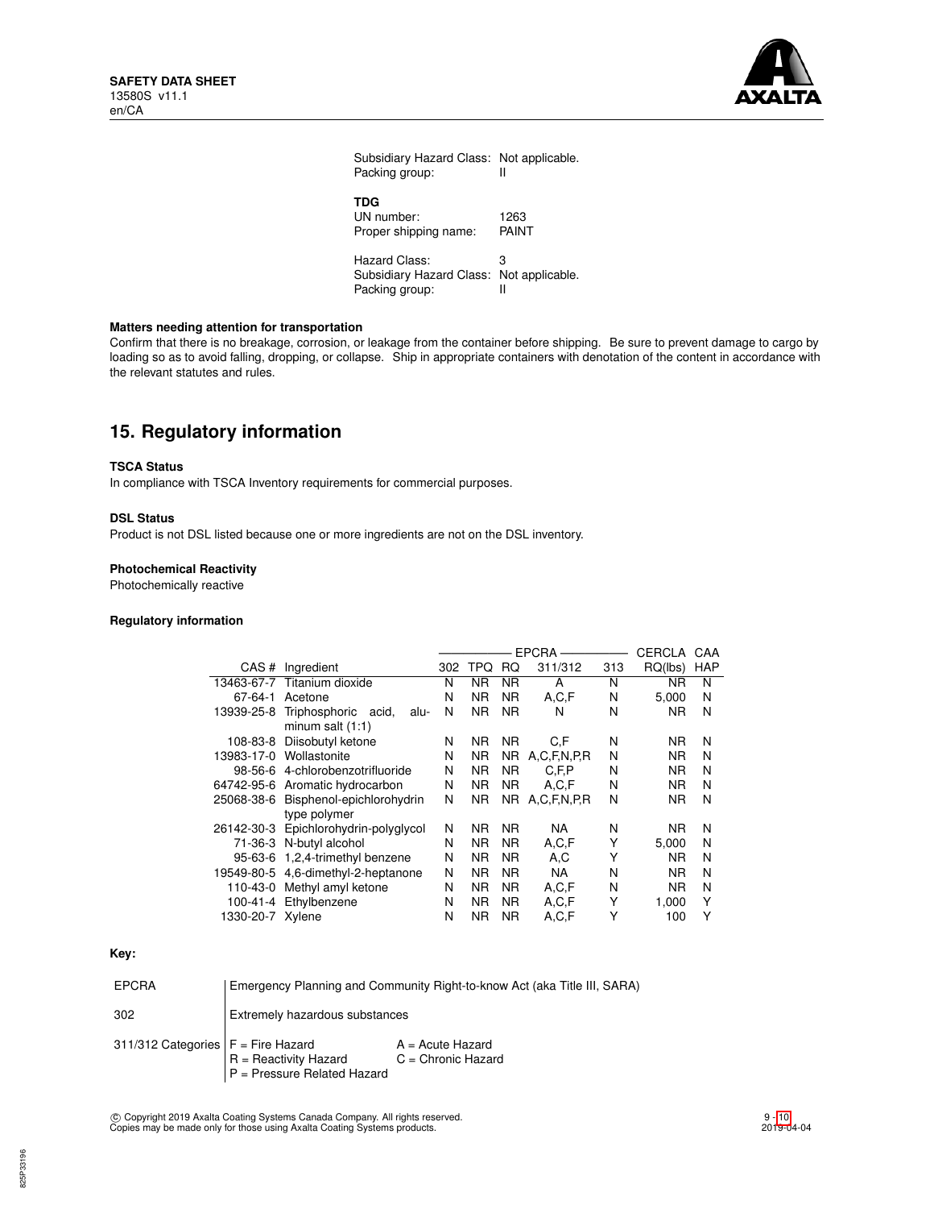Subsidiary Hazard Class: Not applicable.
Packing group: II

**TDG**

UN number: 1263
Proper shipping name: PAINT

Hazard Class: 3
Subsidiary Hazard Class: Not applicable.
Packing group: II

**Matters needing attention for transportation**

Confirm that there is no breakage, corrosion, or leakage from the container before shipping. Be sure to prevent damage to cargo by loading so as to avoid falling, dropping, or collapse. Ship in appropriate containers with denotation of the content in accordance with the relevant statutes and rules.

## 15. Regulatory information

**TSCA Status**

In compliance with TSCA Inventory requirements for commercial purposes.

**DSL Status**

Product is not DSL listed because one or more ingredients are not on the DSL inventory.

**Photochemical Reactivity**

Photochemically reactive

**Regulatory information**

| | | EPCRA | | | | | CERCLA | CAA |
|---|---|---|---|---|---|---|---|---|
| CAS # | Ingredient | 302 | TPQ | RQ | 311/312 | 313 | RQ(lbs) | HAP |
| 13463-67-7 | Titanium dioxide | N | NR | NR | A | N | NR | N |
| 67-64-1 | Acetone | N | NR | NR | A,C,F | N | 5,000 | N |
| 13939-25-8 | Triphosphoric acid, aluminum salt (1:1) | N | NR | NR | N | N | NR | N |
| 108-83-8 | Diisobutyl ketone | N | NR | NR | C,F | N | NR | N |
| 13983-17-0 | Wollastonite | N | NR | NR | A,C,F,N,P,R | N | NR | N |
| 98-56-6 | 4-chlorobenzotrifluoride | N | NR | NR | C,F,P | N | NR | N |
| 64742-95-6 | Aromatic hydrocarbon | N | NR | NR | A,C,F | N | NR | N |
| 25068-38-6 | Bisphenol-epichlorohydrin type polymer | N | NR | NR | A,C,F,N,P,R | N | NR | N |
| 26142-30-3 | Epichlorohydrin-polyglycol | N | NR | NR | NA | N | NR | N |
| 71-36-3 | N-butyl alcohol | N | NR | NR | A,C,F | Y | 5,000 | N |
| 95-63-6 | 1,2,4-trimethyl benzene | N | NR | NR | A,C | Y | NR | N |
| 19549-80-5 | 4,6-dimethyl-2-heptanone | N | NR | NR | NA | N | NR | N |
| 110-43-0 | Methyl amyl ketone | N | NR | NR | A,C,F | N | NR | N |
| 100-41-4 | Ethylbenzene | N | NR | NR | A,C,F | Y | 1,000 | Y |
| 1330-20-7 | Xylene | N | NR | NR | A,C,F | Y | 100 | Y |

**Key:**

| | | |
|---|---|---|
| EPCRA | Emergency Planning and Community Right-to-know Act (aka Title III, SARA) | |
| 302 | Extremely hazardous substances | |
| 311/312 Categories | F = Fire Hazard | A = Acute Hazard |
| | R = Reactivity Hazard | C = Chronic Hazard |
| | P = Pressure Related Hazard | |

© Copyright 2019 Axalta Coating Systems Canada Company. All rights reserved.
Copies may be made only for those using Axalta Coating Systems products.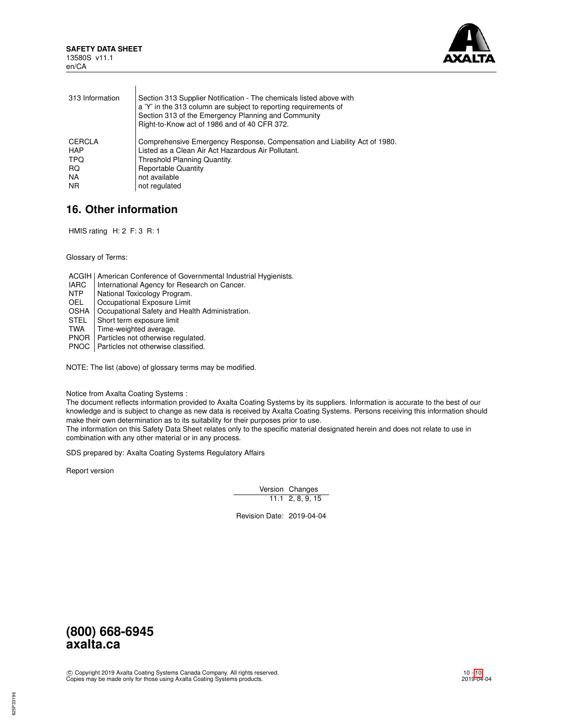| | |
|---|---|
| 313 Information | Section 313 Supplier Notification - The chemicals listed above with a 'Y' in the 313 column are subject to reporting requirements of Section 313 of the Emergency Planning and Community Right-to-Know act of 1986 and of 40 CFR 372. |
| CERCLA | Comprehensive Emergency Response, Compensation and Liability Act of 1980. |
| HAP | Listed as a Clean Air Act Hazardous Air Pollutant. |
| TPQ | Threshold Planning Quantity. |
| RQ | Reportable Quantity |
| NA | not available |
| NR | not regulated |

## 16. Other information

HMIS rating H: 2 F: 3 R: 1

Glossary of Terms:

| | |
|---|---|
| ACGIH | American Conference of Governmental Industrial Hygienists. |
| IARC | International Agency for Research on Cancer. |
| NTP | National Toxicology Program. |
| OEL | Occupational Exposure Limit |
| OSHA | Occupational Safety and Health Administration. |
| STEL | Short term exposure limit |
| TWA | Time-weighted average. |
| PNOR | Particles not otherwise regulated. |
| PNOC | Particles not otherwise classified. |

NOTE: The list (above) of glossary terms may be modified.

Notice from Axalta Coating Systems :
The document reflects information provided to Axalta Coating Systems by its suppliers. Information is accurate to the best of our knowledge and is subject to change as new data is received by Axalta Coating Systems. Persons receiving this information should make their own determination as to its suitability for their purposes prior to use.
The information on this Safety Data Sheet relates only to the specific material designated herein and does not relate to use in combination with any other material or in any process.

SDS prepared by: Axalta Coating Systems Regulatory Affairs

Report version

| Version | Changes |
|---|---|
| 11.1 | 2, 8, 9, 15 |

Revision Date: 2019-04-04

**(800) 668-6945**
**axalta.ca**

© Copyright 2019 Axalta Coating Systems Canada Company. All rights reserved.
Copies may be made only for those using Axalta Coating Systems products.